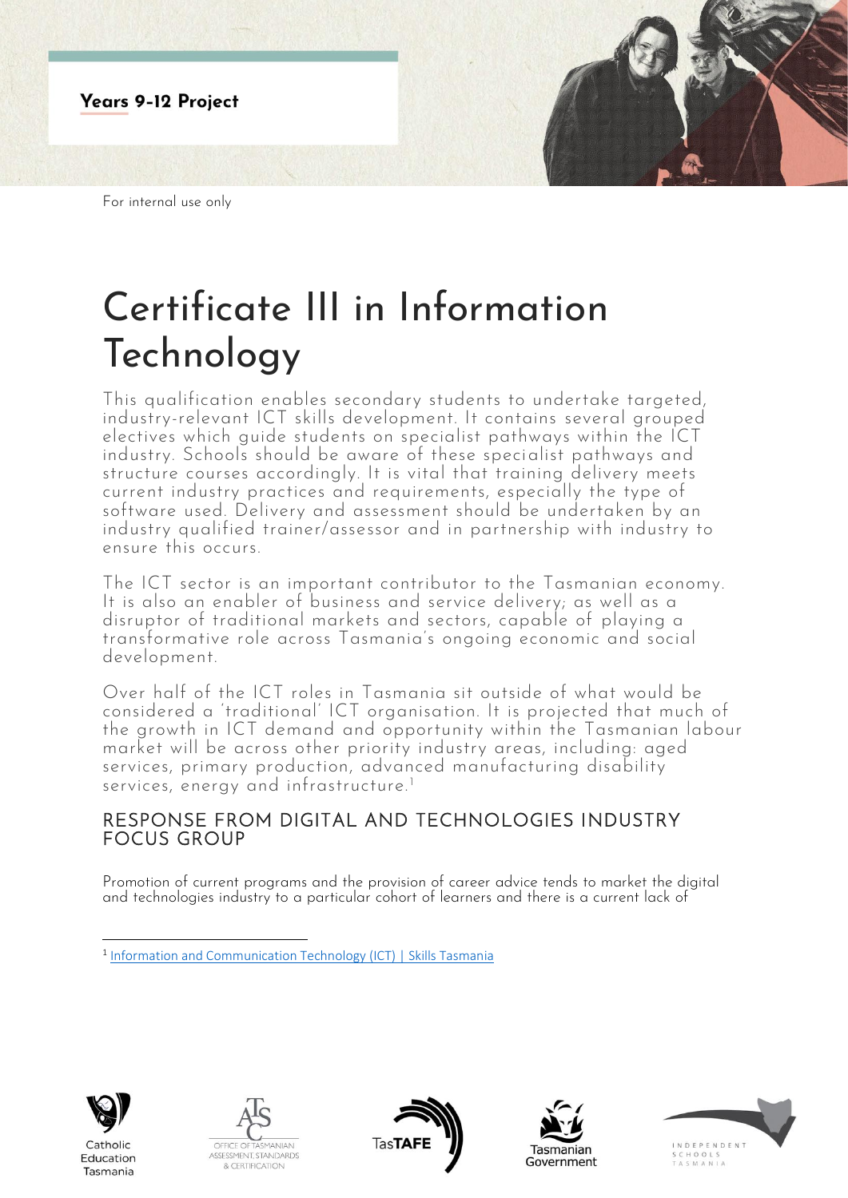**Years 9-12 Project**

For internal use only

# Certificate III in Information Technology

This qualification enables secondary students to undertake targeted, industry-relevant ICT skills development. It contains several grouped electives which guide students on specialist pathways within the ICT industry. Schools should be aware of these specialist pathways and structure courses accordingly. It is vital that training delivery meets current industry practices and requirements, especially the type of software used. Delivery and assessment should be undertaken by an industry qualified trainer/assessor and in partnership with industry to ensure this occurs.

The ICT sector is an important contributor to the Tasmanian economy. It is also an enabler of business and service delivery; as well as a disruptor of traditional markets and sectors, capable of playing a transformative role across Tasmania's ongoing economic and social development.

Over half of the ICT roles in Tasmania sit outside of what would be considered a 'traditional' ICT organisation. It is projected that much of the growth in ICT demand and opportunity within the Tasmanian labour market will be across other priority industry areas, including: aged services, primary production, advanced manufacturing disability services, energy and infrastructure.[1]

## RESPONSE FROM DIGITAL AND TECHNOLOGIES INDUSTRY FOCUS GROUP

Promotion of current programs and the provision of career advice tends to market the digital and technologies industry to a particular cohort of learners and there is a current lack of

[1] Information and Communication Technology (ICT) | Skills Tasmania

Catholic Education Tasmania · Office of Tasmanian Assessment, Standards & Certification · TasTAFE · Tasmanian Government · Independent Schools Tasmania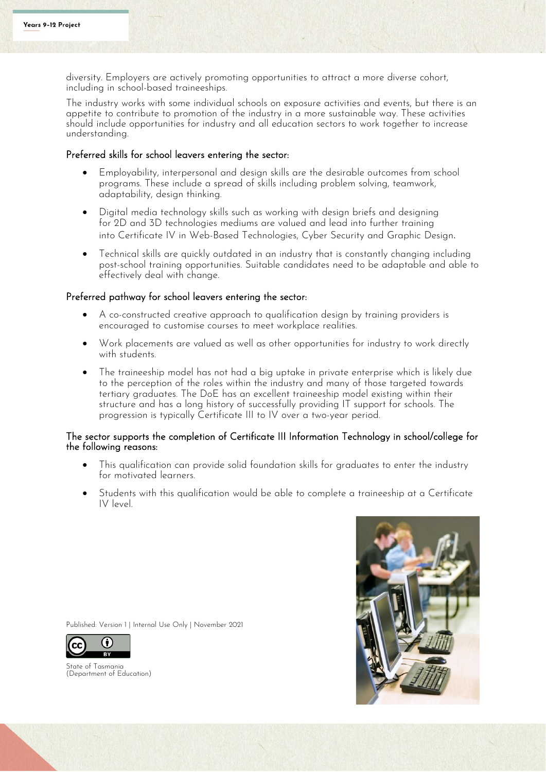diversity. Employers are actively promoting opportunities to attract a more diverse cohort, including in school-based traineeships.

The industry works with some individual schools on exposure activities and events, but there is an appetite to contribute to promotion of the industry in a more sustainable way. These activities should include opportunities for industry and all education sectors to work together to increase understanding.

### Preferred skills for school leavers entering the sector:

- Employability, interpersonal and design skills are the desirable outcomes from school programs. These include a spread of skills including problem solving, teamwork, adaptability, design thinking.
- Digital media technology skills such as working with design briefs and designing for 2D and 3D technologies mediums are valued and lead into further training into Certificate IV in Web-Based Technologies, Cyber Security and Graphic Design.
- Technical skills are quickly outdated in an industry that is constantly changing including post-school training opportunities. Suitable candidates need to be adaptable and able to effectively deal with change.

### Preferred pathway for school leavers entering the sector:

- A co-constructed creative approach to qualification design by training providers is encouraged to customise courses to meet workplace realities.
- Work placements are valued as well as other opportunities for industry to work directly with students.
- The traineeship model has not had a big uptake in private enterprise which is likely due to the perception of the roles within the industry and many of those targeted towards tertiary graduates. The DoE has an excellent traineeship model existing within their structure and has a long history of successfully providing IT support for schools. The progression is typically Certificate III to IV over a two-year period.

### The sector supports the completion of Certificate III Information Technology in school/college for the following reasons:

- This qualification can provide solid foundation skills for graduates to enter the industry for motivated learners.
- Students with this qualification would be able to complete a traineeship at a Certificate IV level.

Published: Version 1 | Internal Use Only | November 2021

State of Tasmania
(Department of Education)